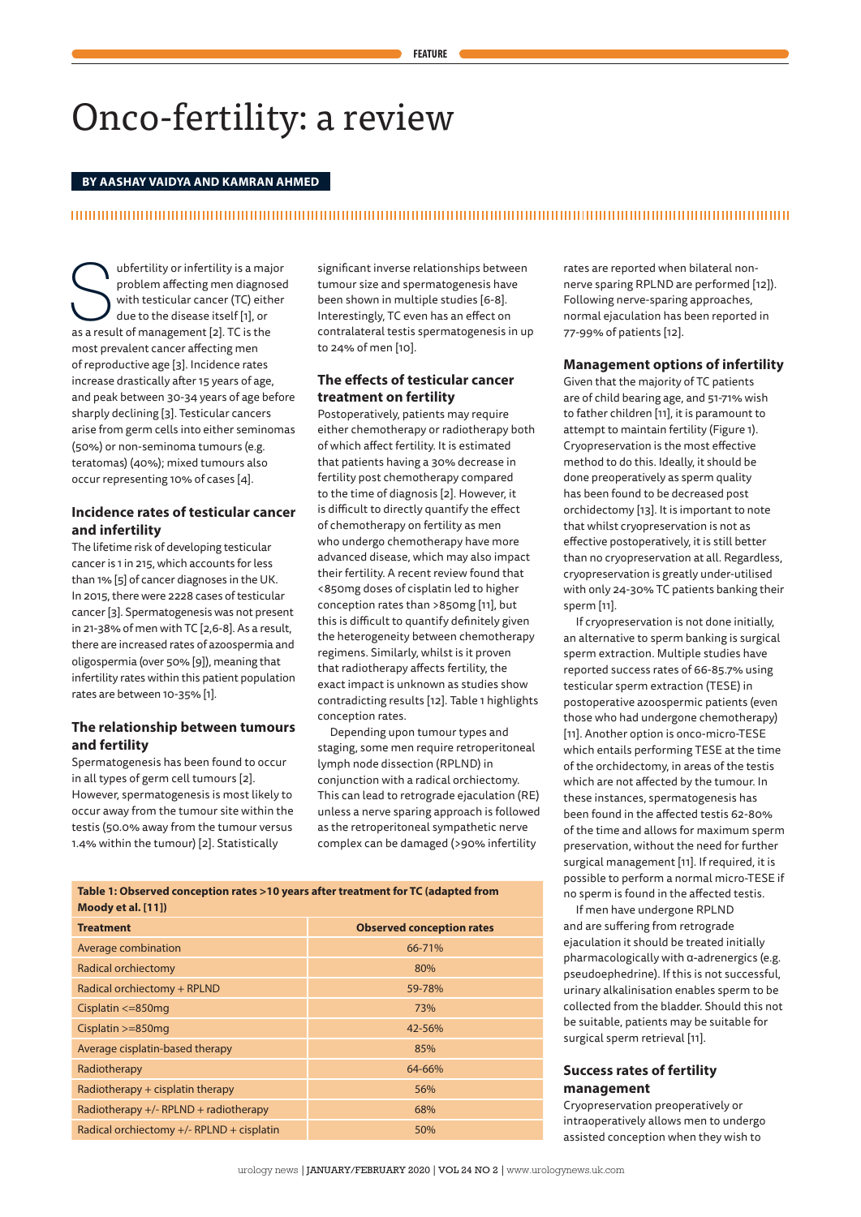# Onco-fertility: a review

**BY AASHAY VAIDYA AND KAMRAN AHMED**

Subfertility or infertility is a major problem affecting men diagnosed with testicular cancer (TC) either due to the disease itself [1], or as a result of management [2]. TC is the most prevalent cancer affecting men of reproductive age [3]. Incidence rates increase drastically after 15 years of age, and peak between 30-34 years of age before sharply declining [3]. Testicular cancers arise from germ cells into either seminomas (50%) or non-seminoma tumours (e.g. teratomas) (40%); mixed tumours also occur representing 10% of cases [4].

## Incidence rates of testicular cancer and infertility

The lifetime risk of developing testicular cancer is 1 in 215, which accounts for less than 1% [5] of cancer diagnoses in the UK. In 2015, there were 2228 cases of testicular cancer [3]. Spermatogenesis was not present in 21-38% of men with TC [2,6-8]. As a result, there are increased rates of azoospermia and oligospermia (over 50% [9]), meaning that infertility rates within this patient population rates are between 10-35% [1].

## The relationship between tumours and fertility

Spermatogenesis has been found to occur in all types of germ cell tumours [2]. However, spermatogenesis is most likely to occur away from the tumour site within the testis (50.0% away from the tumour versus 1.4% within the tumour) [2]. Statistically significant inverse relationships between tumour size and spermatogenesis have been shown in multiple studies [6-8]. Interestingly, TC even has an effect on contralateral testis spermatogenesis in up to 24% of men [10].

## The effects of testicular cancer treatment on fertility

Postoperatively, patients may require either chemotherapy or radiotherapy both of which affect fertility. It is estimated that patients having a 30% decrease in fertility post chemotherapy compared to the time of diagnosis [2]. However, it is difficult to directly quantify the effect of chemotherapy on fertility as men who undergo chemotherapy have more advanced disease, which may also impact their fertility. A recent review found that <850mg doses of cisplatin led to higher conception rates than >850mg [11], but this is difficult to quantify definitely given the heterogeneity between chemotherapy regimens. Similarly, whilst is it proven that radiotherapy affects fertility, the exact impact is unknown as studies show contradicting results [12]. Table 1 highlights conception rates.

Depending upon tumour types and staging, some men require retroperitoneal lymph node dissection (RPLND) in conjunction with a radical orchiectomy. This can lead to retrograde ejaculation (RE) unless a nerve sparing approach is followed as the retroperitoneal sympathetic nerve complex can be damaged (>90% infertility rates are reported when bilateral non-nerve sparing RPLND are performed [12]). Following nerve-sparing approaches, normal ejaculation has been reported in 77-99% of patients [12].

**Table 1: Observed conception rates >10 years after treatment for TC (adapted from Moody et al. [11])**

| Treatment | Observed conception rates |
|---|---|
| Average combination | 66-71% |
| Radical orchiectomy | 80% |
| Radical orchiectomy + RPLND | 59-78% |
| Cisplatin <=850mg | 73% |
| Cisplatin >=850mg | 42-56% |
| Average cisplatin-based therapy | 85% |
| Radiotherapy | 64-66% |
| Radiotherapy + cisplatin therapy | 56% |
| Radiotherapy +/- RPLND + radiotherapy | 68% |
| Radical orchiectomy +/- RPLND + cisplatin | 50% |

## Management options of infertility

Given that the majority of TC patients are of child bearing age, and 51-71% wish to father children [11], it is paramount to attempt to maintain fertility (Figure 1). Cryopreservation is the most effective method to do this. Ideally, it should be done preoperatively as sperm quality has been found to be decreased post orchidectomy [13]. It is important to note that whilst cryopreservation is not as effective postoperatively, it is still better than no cryopreservation at all. Regardless, cryopreservation is greatly under-utilised with only 24-30% TC patients banking their sperm [11].

If cryopreservation is not done initially, an alternative to sperm banking is surgical sperm extraction. Multiple studies have reported success rates of 66-85.7% using testicular sperm extraction (TESE) in postoperative azoospermic patients (even those who had undergone chemotherapy) [11]. Another option is onco-micro-TESE which entails performing TESE at the time of the orchidectomy, in areas of the testis which are not affected by the tumour. In these instances, spermatogenesis has been found in the affected testis 62-80% of the time and allows for maximum sperm preservation, without the need for further surgical management [11]. If required, it is possible to perform a normal micro-TESE if no sperm is found in the affected testis.

If men have undergone RPLND and are suffering from retrograde ejaculation it should be treated initially pharmacologically with α-adrenergics (e.g. pseudoephedrine). If this is not successful, urinary alkalinisation enables sperm to be collected from the bladder. Should this not be suitable, patients may be suitable for surgical sperm retrieval [11].

## Success rates of fertility management

Cryopreservation preoperatively or intraoperatively allows men to undergo assisted conception when they wish to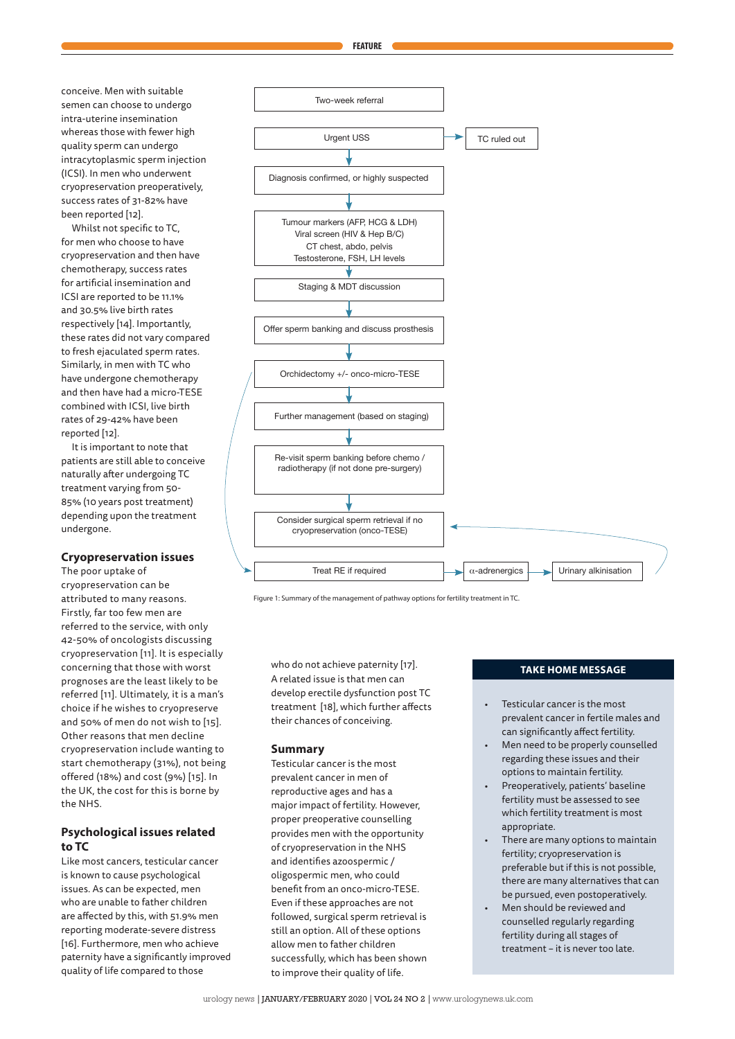conceive. Men with suitable semen can choose to undergo intra-uterine insemination whereas those with fewer high quality sperm can undergo intracytoplasmic sperm injection (ICSI). In men who underwent cryopreservation preoperatively, success rates of 31-82% have been reported [12].

Whilst not specific to TC, for men who choose to have cryopreservation and then have chemotherapy, success rates for artificial insemination and ICSI are reported to be 11.1% and 30.5% live birth rates respectively [14]. Importantly, these rates did not vary compared to fresh ejaculated sperm rates. Similarly, in men with TC who have undergone chemotherapy and then have had a micro-TESE combined with ICSI, live birth rates of 29-42% have been reported [12].

It is important to note that patients are still able to conceive naturally after undergoing TC treatment varying from 50-85% (10 years post treatment) depending upon the treatment undergone.

## Cryopreservation issues

The poor uptake of cryopreservation can be attributed to many reasons. Firstly, far too few men are referred to the service, with only 42-50% of oncologists discussing cryopreservation [11]. It is especially concerning that those with worst prognoses are the least likely to be referred [11]. Ultimately, it is a man's choice if he wishes to cryopreserve and 50% of men do not wish to [15]. Other reasons that men decline cryopreservation include wanting to start chemotherapy (31%), not being offered (18%) and cost (9%) [15]. In the UK, the cost for this is borne by the NHS.

## Psychological issues related to TC

Like most cancers, testicular cancer is known to cause psychological issues. As can be expected, men who are unable to father children are affected by this, with 51.9% men reporting moderate-severe distress [16]. Furthermore, men who achieve paternity have a significantly improved quality of life compared to those

- Two-week referral
- Urgent USS → TC ruled out
- Diagnosis confirmed, or highly suspected
- Tumour markers (AFP, HCG & LDH); Viral screen (HIV & Hep B/C); CT chest, abdo, pelvis; Testosterone, FSH, LH levels
- Staging & MDT discussion
- Offer sperm banking and discuss prosthesis
- Orchidectomy +/- onco-micro-TESE
- Further management (based on staging)
- Re-visit sperm banking before chemo / radiotherapy (if not done pre-surgery)
- Consider surgical sperm retrieval if no cryopreservation (onco-TESE)
- Treat RE if required → α-adrenergics → Urinary alkinisation

Figure 1: Summary of the management of pathway options for fertility treatment in TC.

who do not achieve paternity [17]. A related issue is that men can develop erectile dysfunction post TC treatment [18], which further affects their chances of conceiving.

## Summary

Testicular cancer is the most prevalent cancer in men of reproductive ages and has a major impact of fertility. However, proper preoperative counselling provides men with the opportunity of cryopreservation in the NHS and identifies azoospermic / oligospermic men, who could benefit from an onco-micro-TESE. Even if these approaches are not followed, surgical sperm retrieval is still an option. All of these options allow men to father children successfully, which has been shown to improve their quality of life.

## TAKE HOME MESSAGE

- Testicular cancer is the most prevalent cancer in fertile males and can significantly affect fertility.
- Men need to be properly counselled regarding these issues and their options to maintain fertility.
- Preoperatively, patients' baseline fertility must be assessed to see which fertility treatment is most appropriate.
- There are many options to maintain fertility; cryopreservation is preferable but if this is not possible, there are many alternatives that can be pursued, even postoperatively.
- Men should be reviewed and counselled regularly regarding fertility during all stages of treatment – it is never too late.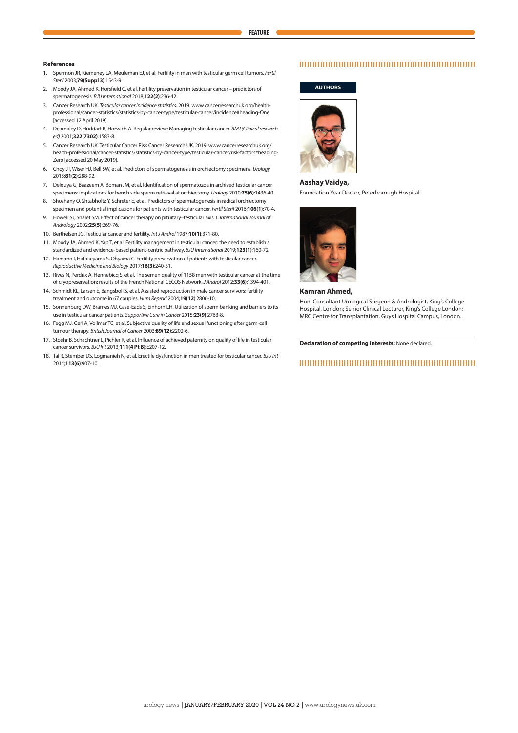## References

1. Spermon JR, Kiemeney LA, Meuleman EJ, et al. Fertility in men with testicular germ cell tumors. *Fertil Steril* 2003;**79(Suppl 3)**:1543-9.
2. Moody JA, Ahmed K, Horsfield C, et al. Fertility preservation in testicular cancer – predictors of spermatogenesis. *BJU International* 2018;**122(2)**:236-42.
3. Cancer Research UK. *Testicular cancer incidence statistics*. 2019. www.cancerresearchuk.org/health-professional/cancer-statistics/statistics-by-cancer-type/testicular-cancer/incidence#heading-One [accessed 12 April 2019].
4. Dearnaley D, Huddart R, Horwich A. Regular review: Managing testicular cancer. *BMJ (Clinical research ed)* 2001;**322(7302)**:1583-8.
5. Cancer Research UK. Testicular Cancer Risk Cancer Research UK. 2019. www.cancerresearchuk.org/health-professional/cancer-statistics/statistics-by-cancer-type/testicular-cancer/risk-factors#heading-Zero [accessed 20 May 2019].
6. Choy JT, Wiser HJ, Bell SW, et al. Predictors of spermatogenesis in orchiectomy specimens. *Urology* 2013;**81(2)**:288-92.
7. Delouya G, Baazeem A, Boman JM, et al. Identification of spermatozoa in archived testicular cancer specimens: implications for bench side sperm retrieval at orchiectomy. *Urology* 2010;**75(6)**:1436-40.
8. Shoshany O, Shtabholtz Y, Schreter E, et al. Predictors of spermatogenesis in radical orchiectomy specimen and potential implications for patients with testicular cancer. *Fertil Steril* 2016;**106(1)**:70-4.
9. Howell SJ, Shalet SM. Effect of cancer therapy on pituitary–testicular axis 1. *International Journal of Andrology* 2002;**25(5)**:269-76.
10. Berthelsen JG. Testicular cancer and fertility. *Int J Androl* 1987;**10(1)**:371-80.
11. Moody JA, Ahmed K, Yap T, et al. Fertility management in testicular cancer: the need to establish a standardized and evidence-based patient-centric pathway. *BJU International* 2019;**123(1)**:160-72.
12. Hamano I, Hatakeyama S, Ohyama C. Fertility preservation of patients with testicular cancer. *Reproductive Medicine and Biology* 2017;**16(3)**:240-51.
13. Rives N, Perdrix A, Hennebicq S, et al. The semen quality of 1158 men with testicular cancer at the time of cryopreservation: results of the French National CECOS Network. *J Androl* 2012;**33(6)**:1394-401.
14. Schmidt KL, Larsen E, Bangsboll S, et al. Assisted reproduction in male cancer survivors: fertility treatment and outcome in 67 couples. *Hum Reprod* 2004;**19(12)**:2806-10.
15. Sonnenburg DW, Brames MJ, Case-Eads S, Einhorn LH. Utilization of sperm banking and barriers to its use in testicular cancer patients. *Supportive Care in Cancer* 2015;**23(9)**:2763-8.
16. Fegg MJ, Gerl A, Vollmer TC, et al. Subjective quality of life and sexual functioning after germ-cell tumour therapy. *British Journal of Cancer* 2003;**89(12)**:2202-6.
17. Stoehr B, Schachtner L, Pichler R, et al. Influence of achieved paternity on quality of life in testicular cancer survivors. *BJU Int* 2013;**111(4 Pt B)**:E207-12.
18. Tal R, Stember DS, Logmanieh N, et al. Erectile dysfunction in men treated for testicular cancer. *BJU Int* 2014;**113(6)**:907-10.

### AUTHORS

**Aashay Vaidya,**
Foundation Year Doctor, Peterborough Hospital.

**Kamran Ahmed,**
Hon. Consultant Urological Surgeon & Andrologist, King's College Hospital, London; Senior Clinical Lecturer, King's College London; MRC Centre for Transplantation, Guys Hospital Campus, London.

**Declaration of competing interests:** None declared.